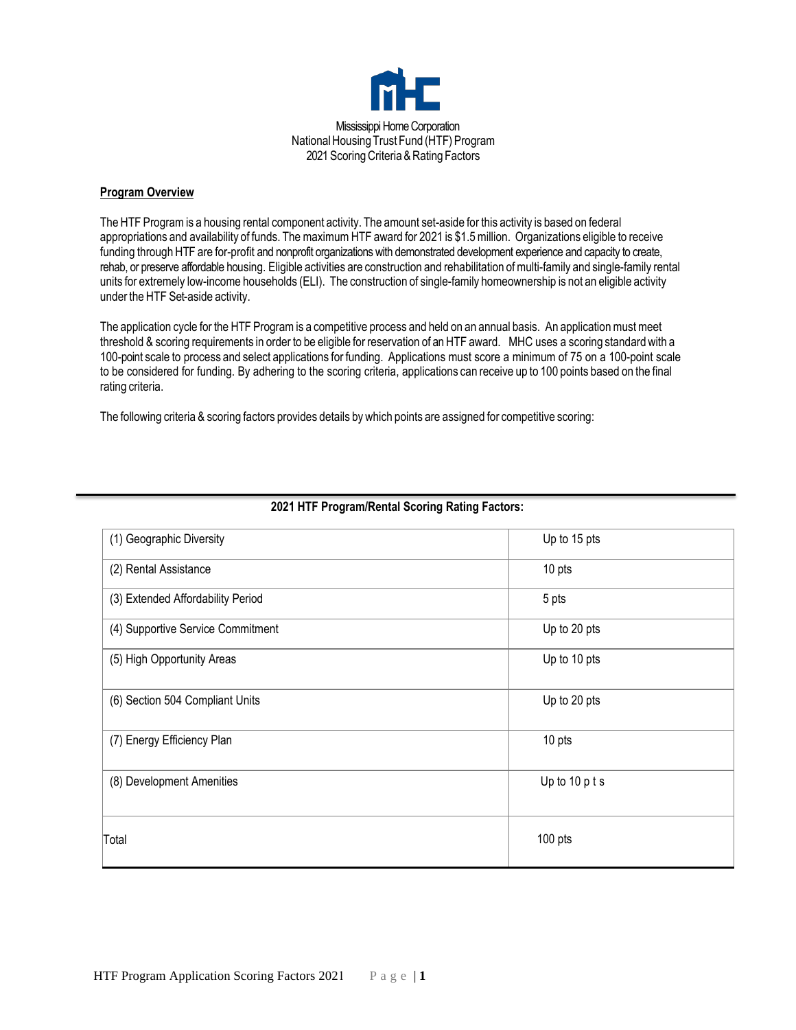Mississippi Home Corporation
National Housing Trust Fund (HTF) Program
2021 Scoring Criteria & Rating Factors

**Program Overview**

The HTF Program is a housing rental component activity. The amount set-aside for this activity is based on federal appropriations and availability of funds. The maximum HTF award for 2021 is $1.5 million. Organizations eligible to receive funding through HTF are for-profit and nonprofit organizations with demonstrated development experience and capacity to create, rehab, or preserve affordable housing. Eligible activities are construction and rehabilitation of multi-family and single-family rental units for extremely low-income households (ELI). The construction of single-family homeownership is not an eligible activity under the HTF Set-aside activity.

The application cycle for the HTF Program is a competitive process and held on an annual basis. An application must meet threshold & scoring requirements in order to be eligible for reservation of an HTF award. MHC uses a scoring standard with a 100-point scale to process and select applications for funding. Applications must score a minimum of 75 on a 100-point scale to be considered for funding. By adhering to the scoring criteria, applications can receive up to 100 points based on the final rating criteria.

The following criteria & scoring factors provides details by which points are assigned for competitive scoring:

**2021 HTF Program/Rental Scoring Rating Factors:**

| Rating Factor | Points |
|---|---|
| (1) Geographic Diversity | Up to 15 pts |
| (2) Rental Assistance | 10 pts |
| (3) Extended Affordability Period | 5 pts |
| (4) Supportive Service Commitment | Up to 20 pts |
| (5) High Opportunity Areas | Up to 10 pts |
| (6) Section 504 Compliant Units | Up to 20 pts |
| (7) Energy Efficiency Plan | 10 pts |
| (8) Development Amenities | Up to 10 pts |
| Total | 100 pts |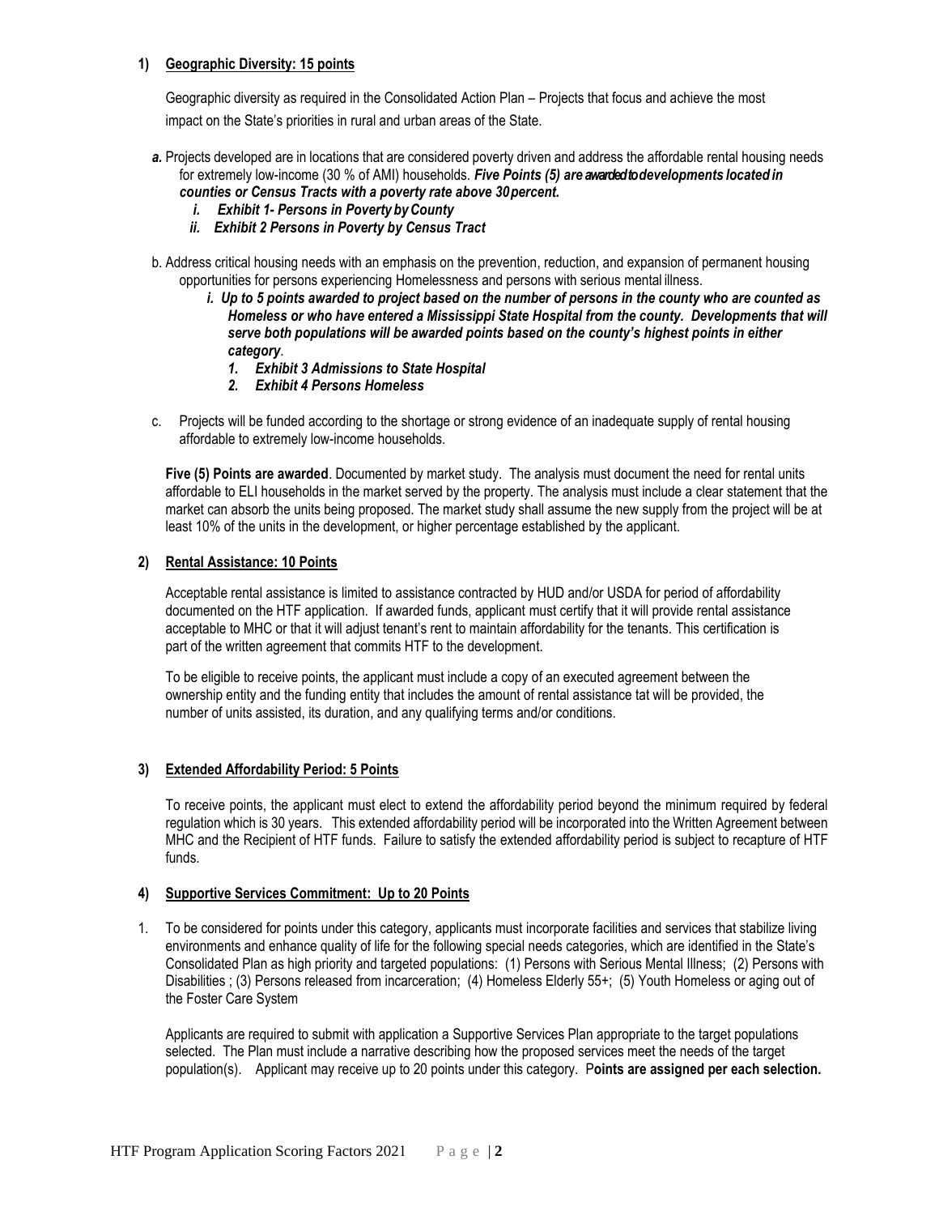**1) Geographic Diversity: 15 points**

Geographic diversity as required in the Consolidated Action Plan – Projects that focus and achieve the most impact on the State's priorities in rural and urban areas of the State.

***a.*** Projects developed are in locations that are considered poverty driven and address the affordable rental housing needs for extremely low-income (30 % of AMI) households. ***Five Points (5) are awarded to developments located in counties or Census Tracts with a poverty rate above 30 percent.***

   ***i. Exhibit 1- Persons in Poverty by County***

   ***ii. Exhibit 2 Persons in Poverty by Census Tract***

b. Address critical housing needs with an emphasis on the prevention, reduction, and expansion of permanent housing opportunities for persons experiencing Homelessness and persons with serious mental illness.

   ***i. Up to 5 points awarded to project based on the number of persons in the county who are counted as Homeless or who have entered a Mississippi State Hospital from the county. Developments that will serve both populations will be awarded points based on the county's highest points in either category***.

      ***1. Exhibit 3 Admissions to State Hospital***

      ***2. Exhibit 4 Persons Homeless***

c. Projects will be funded according to the shortage or strong evidence of an inadequate supply of rental housing affordable to extremely low-income households.

**Five (5) Points are awarded**. Documented by market study. The analysis must document the need for rental units affordable to ELI households in the market served by the property. The analysis must include a clear statement that the market can absorb the units being proposed. The market study shall assume the new supply from the project will be at least 10% of the units in the development, or higher percentage established by the applicant.

**2) Rental Assistance: 10 Points**

Acceptable rental assistance is limited to assistance contracted by HUD and/or USDA for period of affordability documented on the HTF application. If awarded funds, applicant must certify that it will provide rental assistance acceptable to MHC or that it will adjust tenant's rent to maintain affordability for the tenants. This certification is part of the written agreement that commits HTF to the development.

To be eligible to receive points, the applicant must include a copy of an executed agreement between the ownership entity and the funding entity that includes the amount of rental assistance tat will be provided, the number of units assisted, its duration, and any qualifying terms and/or conditions.

**3) Extended Affordability Period: 5 Points**

To receive points, the applicant must elect to extend the affordability period beyond the minimum required by federal regulation which is 30 years. This extended affordability period will be incorporated into the Written Agreement between MHC and the Recipient of HTF funds. Failure to satisfy the extended affordability period is subject to recapture of HTF funds.

**4) Supportive Services Commitment: Up to 20 Points**

1. To be considered for points under this category, applicants must incorporate facilities and services that stabilize living environments and enhance quality of life for the following special needs categories, which are identified in the State's Consolidated Plan as high priority and targeted populations: (1) Persons with Serious Mental Illness; (2) Persons with Disabilities ; (3) Persons released from incarceration; (4) Homeless Elderly 55+; (5) Youth Homeless or aging out of the Foster Care System

   Applicants are required to submit with application a Supportive Services Plan appropriate to the target populations selected. The Plan must include a narrative describing how the proposed services meet the needs of the target population(s). Applicant may receive up to 20 points under this category. P**oints are assigned per each selection.**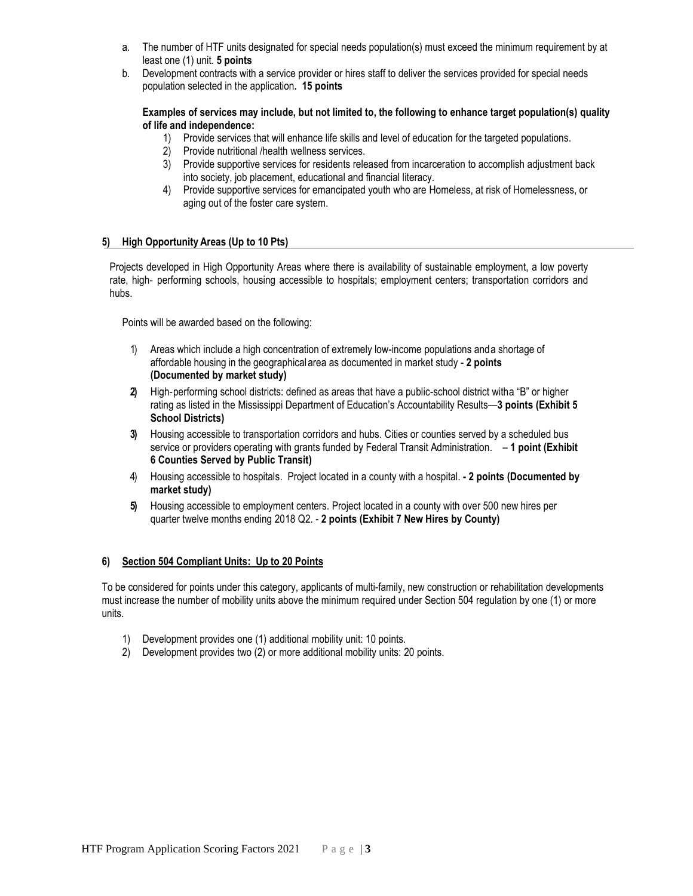a. The number of HTF units designated for special needs population(s) must exceed the minimum requirement by at least one (1) unit. **5 points**

b. Development contracts with a service provider or hires staff to deliver the services provided for special needs population selected in the application**. 15 points**

**Examples of services may include, but not limited to, the following to enhance target population(s) quality of life and independence:**

1) Provide services that will enhance life skills and level of education for the targeted populations.
2) Provide nutritional /health wellness services.
3) Provide supportive services for residents released from incarceration to accomplish adjustment back into society, job placement, educational and financial literacy.
4) Provide supportive services for emancipated youth who are Homeless, at risk of Homelessness, or aging out of the foster care system.

## 5) High Opportunity Areas (Up to 10 Pts)

Projects developed in High Opportunity Areas where there is availability of sustainable employment, a low poverty rate, high- performing schools, housing accessible to hospitals; employment centers; transportation corridors and hubs.

Points will be awarded based on the following:

1) Areas which include a high concentration of extremely low-income populations and a shortage of affordable housing in the geographical area as documented in market study - **2 points (Documented by market study)**
2) High-performing school districts: defined as areas that have a public-school district with a "B" or higher rating as listed in the Mississippi Department of Education's Accountability Results—**3 points (Exhibit 5 School Districts)**
3) Housing accessible to transportation corridors and hubs. Cities or counties served by a scheduled bus service or providers operating with grants funded by Federal Transit Administration. – **1 point (Exhibit 6 Counties Served by Public Transit)**
4) Housing accessible to hospitals. Project located in a county with a hospital. **- 2 points (Documented by market study)**
5) Housing accessible to employment centers. Project located in a county with over 500 new hires per quarter twelve months ending 2018 Q2. - **2 points (Exhibit 7 New Hires by County)**

## 6) Section 504 Compliant Units: Up to 20 Points

To be considered for points under this category, applicants of multi-family, new construction or rehabilitation developments must increase the number of mobility units above the minimum required under Section 504 regulation by one (1) or more units.

1) Development provides one (1) additional mobility unit: 10 points.
2) Development provides two (2) or more additional mobility units: 20 points.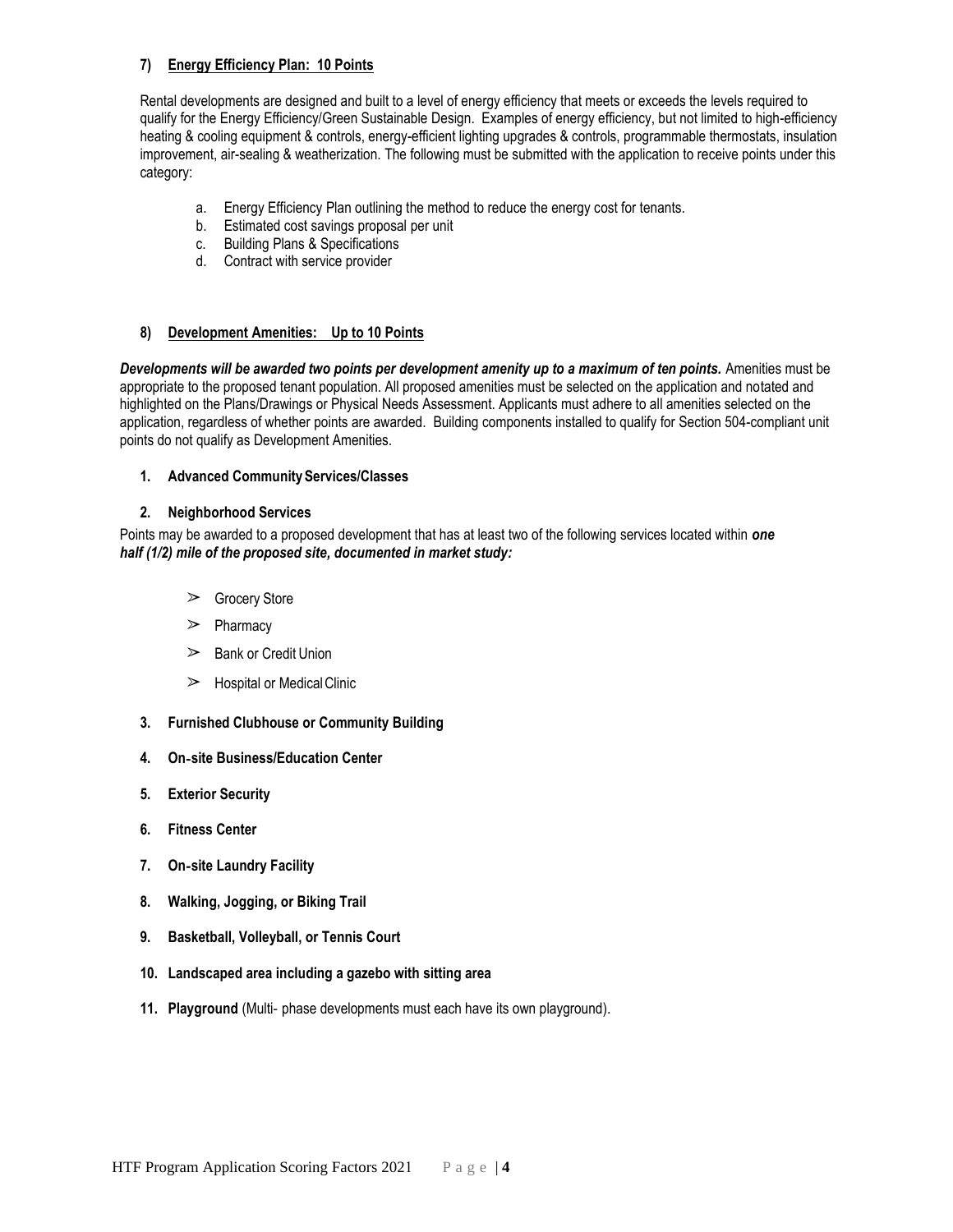**7) Energy Efficiency Plan: 10 Points**

Rental developments are designed and built to a level of energy efficiency that meets or exceeds the levels required to qualify for the Energy Efficiency/Green Sustainable Design. Examples of energy efficiency, but not limited to high-efficiency heating & cooling equipment & controls, energy-efficient lighting upgrades & controls, programmable thermostats, insulation improvement, air-sealing & weatherization. The following must be submitted with the application to receive points under this category:

a. Energy Efficiency Plan outlining the method to reduce the energy cost for tenants.
b. Estimated cost savings proposal per unit
c. Building Plans & Specifications
d. Contract with service provider

**8) Development Amenities: Up to 10 Points**

***Developments will be awarded two points per development amenity up to a maximum of ten points.*** Amenities must be appropriate to the proposed tenant population. All proposed amenities must be selected on the application and notated and highlighted on the Plans/Drawings or Physical Needs Assessment. Applicants must adhere to all amenities selected on the application, regardless of whether points are awarded. Building components installed to qualify for Section 504-compliant unit points do not qualify as Development Amenities.

**1. Advanced Community Services/Classes**

**2. Neighborhood Services**

Points may be awarded to a proposed development that has at least two of the following services located within ***one half (1/2) mile of the proposed site, documented in market study:***

- Grocery Store
- Pharmacy
- Bank or Credit Union
- Hospital or Medical Clinic

**3. Furnished Clubhouse or Community Building**

**4. On-site Business/Education Center**

**5. Exterior Security**

**6. Fitness Center**

**7. On-site Laundry Facility**

**8. Walking, Jogging, or Biking Trail**

**9. Basketball, Volleyball, or Tennis Court**

**10. Landscaped area including a gazebo with sitting area**

**11. Playground** (Multi- phase developments must each have its own playground).